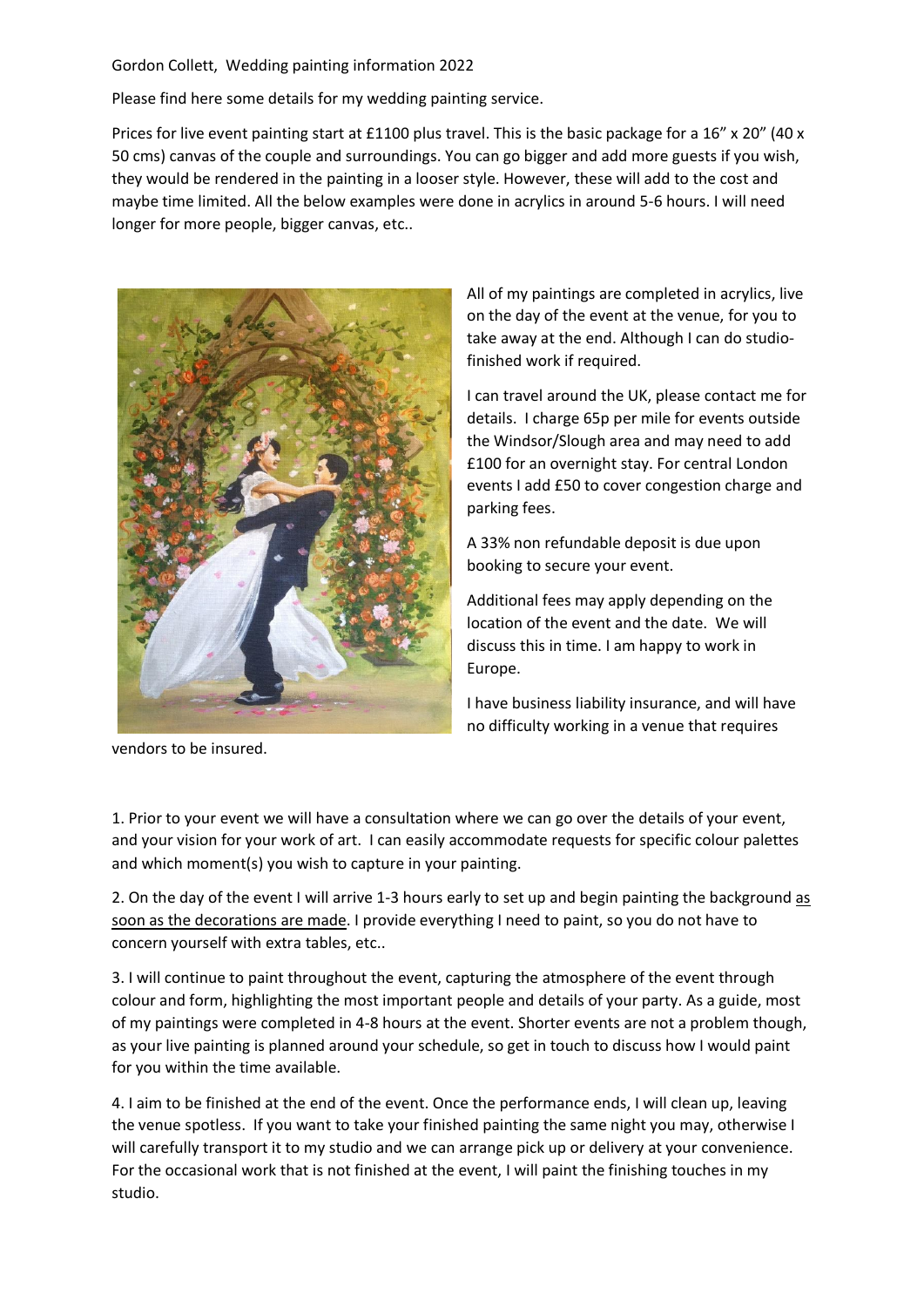Gordon Collett, Wedding painting information 2022

Please find here some details for my wedding painting service.

Prices for live event painting start at £1100 plus travel. This is the basic package for a 16" x 20" (40 x 50 cms) canvas of the couple and surroundings. You can go bigger and add more guests if you wish, they would be rendered in the painting in a looser style. However, these will add to the cost and maybe time limited. All the below examples were done in acrylics in around 5-6 hours. I will need longer for more people, bigger canvas, etc..

All of my paintings are completed in acrylics, live on the day of the event at the venue, for you to take away at the end. Although I can do studio-finished work if required.

I can travel around the UK, please contact me for details. I charge 65p per mile for events outside the Windsor/Slough area and may need to add £100 for an overnight stay. For central London events I add £50 to cover congestion charge and parking fees.

A 33% non refundable deposit is due upon booking to secure your event.

Additional fees may apply depending on the location of the event and the date. We will discuss this in time. I am happy to work in Europe.

I have business liability insurance, and will have no difficulty working in a venue that requires vendors to be insured.

1. Prior to your event we will have a consultation where we can go over the details of your event, and your vision for your work of art. I can easily accommodate requests for specific colour palettes and which moment(s) you wish to capture in your painting.

2. On the day of the event I will arrive 1-3 hours early to set up and begin painting the background as soon as the decorations are made. I provide everything I need to paint, so you do not have to concern yourself with extra tables, etc..

3. I will continue to paint throughout the event, capturing the atmosphere of the event through colour and form, highlighting the most important people and details of your party. As a guide, most of my paintings were completed in 4-8 hours at the event. Shorter events are not a problem though, as your live painting is planned around your schedule, so get in touch to discuss how I would paint for you within the time available.

4. I aim to be finished at the end of the event. Once the performance ends, I will clean up, leaving the venue spotless. If you want to take your finished painting the same night you may, otherwise I will carefully transport it to my studio and we can arrange pick up or delivery at your convenience. For the occasional work that is not finished at the event, I will paint the finishing touches in my studio.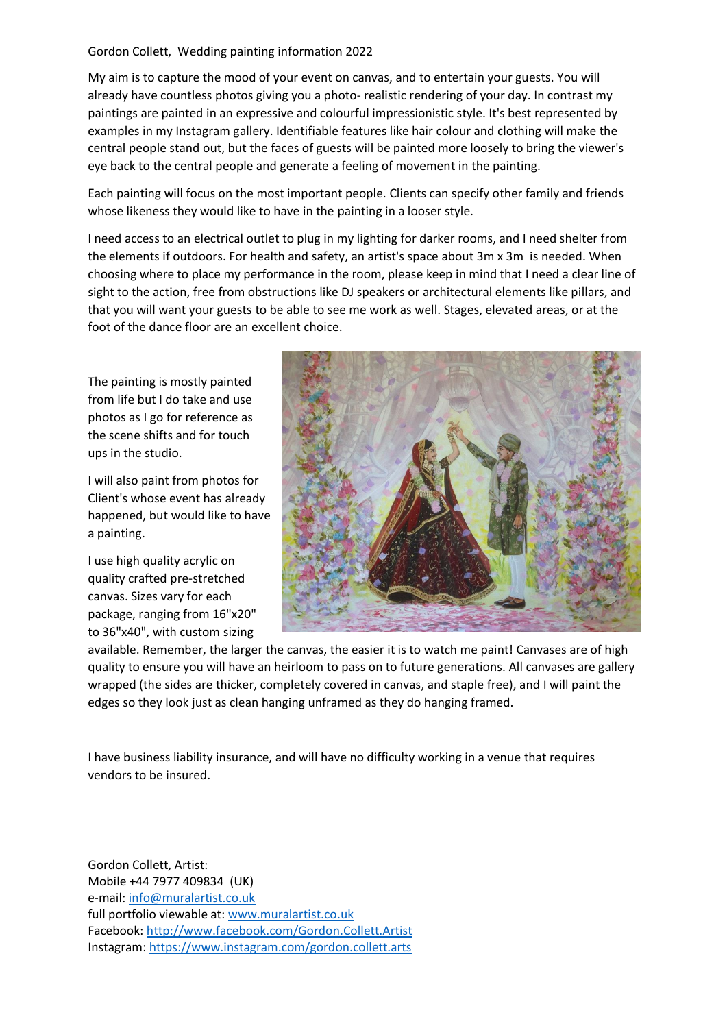Gordon Collett, Wedding painting information 2022

My aim is to capture the mood of your event on canvas, and to entertain your guests. You will already have countless photos giving you a photo- realistic rendering of your day. In contrast my paintings are painted in an expressive and colourful impressionistic style. It's best represented by examples in my Instagram gallery. Identifiable features like hair colour and clothing will make the central people stand out, but the faces of guests will be painted more loosely to bring the viewer's eye back to the central people and generate a feeling of movement in the painting.

Each painting will focus on the most important people. Clients can specify other family and friends whose likeness they would like to have in the painting in a looser style.

I need access to an electrical outlet to plug in my lighting for darker rooms, and I need shelter from the elements if outdoors. For health and safety, an artist's space about 3m x 3m is needed. When choosing where to place my performance in the room, please keep in mind that I need a clear line of sight to the action, free from obstructions like DJ speakers or architectural elements like pillars, and that you will want your guests to be able to see me work as well. Stages, elevated areas, or at the foot of the dance floor are an excellent choice.

The painting is mostly painted from life but I do take and use photos as I go for reference as the scene shifts and for touch ups in the studio.

I will also paint from photos for Client's whose event has already happened, but would like to have a painting.

I use high quality acrylic on quality crafted pre-stretched canvas. Sizes vary for each package, ranging from 16"x20" to 36"x40", with custom sizing available. Remember, the larger the canvas, the easier it is to watch me paint! Canvases are of high quality to ensure you will have an heirloom to pass on to future generations. All canvases are gallery wrapped (the sides are thicker, completely covered in canvas, and staple free), and I will paint the edges so they look just as clean hanging unframed as they do hanging framed.

I have business liability insurance, and will have no difficulty working in a venue that requires vendors to be insured.

Gordon Collett, Artist:
Mobile +44 7977 409834 (UK)
e-mail: info@muralartist.co.uk
full portfolio viewable at: www.muralartist.co.uk
Facebook: http://www.facebook.com/Gordon.Collett.Artist
Instagram: https://www.instagram.com/gordon.collett.arts